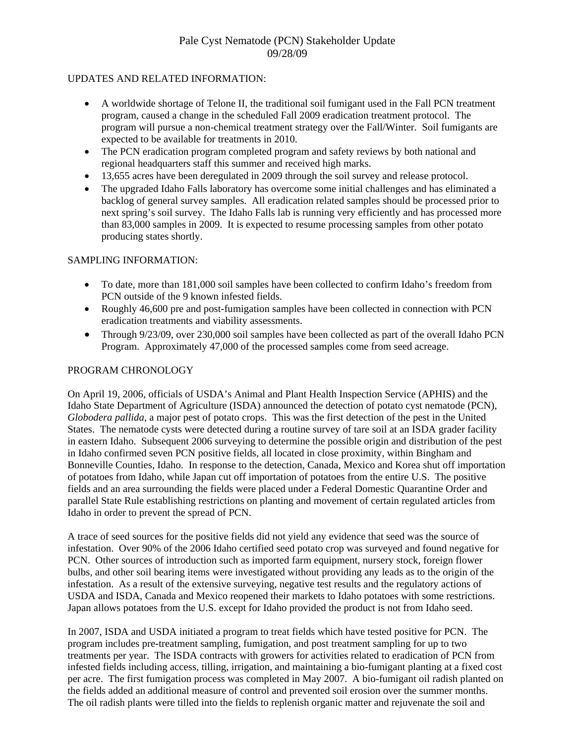# Pale Cyst Nematode (PCN) Stakeholder Update
## 09/28/09

UPDATES AND RELATED INFORMATION:

- A worldwide shortage of Telone II, the traditional soil fumigant used in the Fall PCN treatment program, caused a change in the scheduled Fall 2009 eradication treatment protocol. The program will pursue a non-chemical treatment strategy over the Fall/Winter. Soil fumigants are expected to be available for treatments in 2010.
- The PCN eradication program completed program and safety reviews by both national and regional headquarters staff this summer and received high marks.
- 13,655 acres have been deregulated in 2009 through the soil survey and release protocol.
- The upgraded Idaho Falls laboratory has overcome some initial challenges and has eliminated a backlog of general survey samples. All eradication related samples should be processed prior to next spring's soil survey. The Idaho Falls lab is running very efficiently and has processed more than 83,000 samples in 2009. It is expected to resume processing samples from other potato producing states shortly.

SAMPLING INFORMATION:

- To date, more than 181,000 soil samples have been collected to confirm Idaho's freedom from PCN outside of the 9 known infested fields.
- Roughly 46,600 pre and post-fumigation samples have been collected in connection with PCN eradication treatments and viability assessments.
- Through 9/23/09, over 230,000 soil samples have been collected as part of the overall Idaho PCN Program. Approximately 47,000 of the processed samples come from seed acreage.

PROGRAM CHRONOLOGY

On April 19, 2006, officials of USDA's Animal and Plant Health Inspection Service (APHIS) and the Idaho State Department of Agriculture (ISDA) announced the detection of potato cyst nematode (PCN), *Globodera pallida*, a major pest of potato crops. This was the first detection of the pest in the United States. The nematode cysts were detected during a routine survey of tare soil at an ISDA grader facility in eastern Idaho. Subsequent 2006 surveying to determine the possible origin and distribution of the pest in Idaho confirmed seven PCN positive fields, all located in close proximity, within Bingham and Bonneville Counties, Idaho. In response to the detection, Canada, Mexico and Korea shut off importation of potatoes from Idaho, while Japan cut off importation of potatoes from the entire U.S. The positive fields and an area surrounding the fields were placed under a Federal Domestic Quarantine Order and parallel State Rule establishing restrictions on planting and movement of certain regulated articles from Idaho in order to prevent the spread of PCN.

A trace of seed sources for the positive fields did not yield any evidence that seed was the source of infestation. Over 90% of the 2006 Idaho certified seed potato crop was surveyed and found negative for PCN. Other sources of introduction such as imported farm equipment, nursery stock, foreign flower bulbs, and other soil bearing items were investigated without providing any leads as to the origin of the infestation. As a result of the extensive surveying, negative test results and the regulatory actions of USDA and ISDA, Canada and Mexico reopened their markets to Idaho potatoes with some restrictions. Japan allows potatoes from the U.S. except for Idaho provided the product is not from Idaho seed.

In 2007, ISDA and USDA initiated a program to treat fields which have tested positive for PCN. The program includes pre-treatment sampling, fumigation, and post treatment sampling for up to two treatments per year. The ISDA contracts with growers for activities related to eradication of PCN from infested fields including access, tilling, irrigation, and maintaining a bio-fumigant planting at a fixed cost per acre. The first fumigation process was completed in May 2007. A bio-fumigant oil radish planted on the fields added an additional measure of control and prevented soil erosion over the summer months. The oil radish plants were tilled into the fields to replenish organic matter and rejuvenate the soil and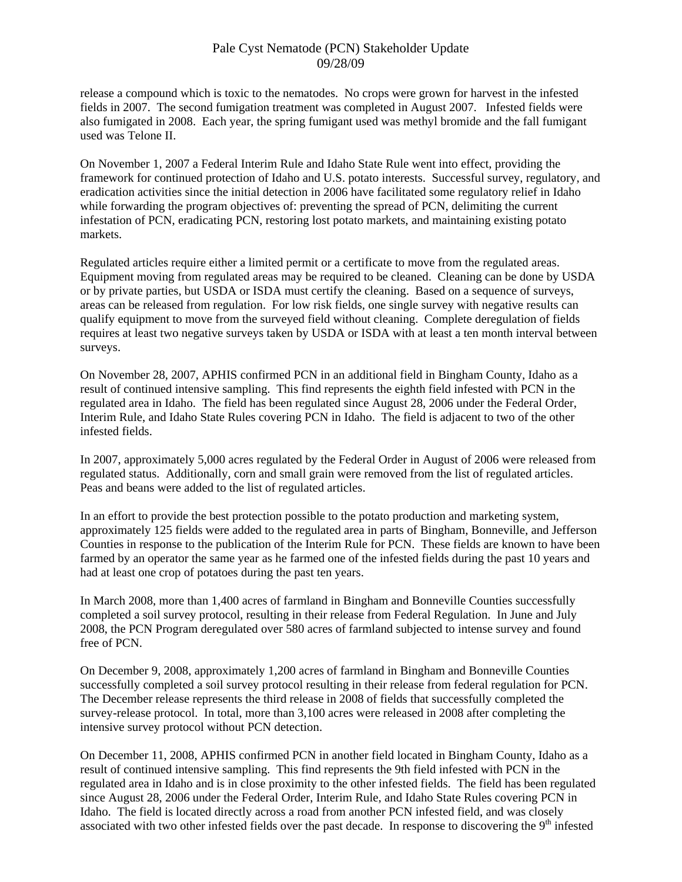release a compound which is toxic to the nematodes. No crops were grown for harvest in the infested fields in 2007. The second fumigation treatment was completed in August 2007. Infested fields were also fumigated in 2008. Each year, the spring fumigant used was methyl bromide and the fall fumigant used was Telone II.

On November 1, 2007 a Federal Interim Rule and Idaho State Rule went into effect, providing the framework for continued protection of Idaho and U.S. potato interests. Successful survey, regulatory, and eradication activities since the initial detection in 2006 have facilitated some regulatory relief in Idaho while forwarding the program objectives of: preventing the spread of PCN, delimiting the current infestation of PCN, eradicating PCN, restoring lost potato markets, and maintaining existing potato markets.

Regulated articles require either a limited permit or a certificate to move from the regulated areas. Equipment moving from regulated areas may be required to be cleaned. Cleaning can be done by USDA or by private parties, but USDA or ISDA must certify the cleaning. Based on a sequence of surveys, areas can be released from regulation. For low risk fields, one single survey with negative results can qualify equipment to move from the surveyed field without cleaning. Complete deregulation of fields requires at least two negative surveys taken by USDA or ISDA with at least a ten month interval between surveys.

On November 28, 2007, APHIS confirmed PCN in an additional field in Bingham County, Idaho as a result of continued intensive sampling. This find represents the eighth field infested with PCN in the regulated area in Idaho. The field has been regulated since August 28, 2006 under the Federal Order, Interim Rule, and Idaho State Rules covering PCN in Idaho. The field is adjacent to two of the other infested fields.

In 2007, approximately 5,000 acres regulated by the Federal Order in August of 2006 were released from regulated status. Additionally, corn and small grain were removed from the list of regulated articles. Peas and beans were added to the list of regulated articles.

In an effort to provide the best protection possible to the potato production and marketing system, approximately 125 fields were added to the regulated area in parts of Bingham, Bonneville, and Jefferson Counties in response to the publication of the Interim Rule for PCN. These fields are known to have been farmed by an operator the same year as he farmed one of the infested fields during the past 10 years and had at least one crop of potatoes during the past ten years.

In March 2008, more than 1,400 acres of farmland in Bingham and Bonneville Counties successfully completed a soil survey protocol, resulting in their release from Federal Regulation. In June and July 2008, the PCN Program deregulated over 580 acres of farmland subjected to intense survey and found free of PCN.

On December 9, 2008, approximately 1,200 acres of farmland in Bingham and Bonneville Counties successfully completed a soil survey protocol resulting in their release from federal regulation for PCN. The December release represents the third release in 2008 of fields that successfully completed the survey-release protocol. In total, more than 3,100 acres were released in 2008 after completing the intensive survey protocol without PCN detection.

On December 11, 2008, APHIS confirmed PCN in another field located in Bingham County, Idaho as a result of continued intensive sampling. This find represents the 9th field infested with PCN in the regulated area in Idaho and is in close proximity to the other infested fields. The field has been regulated since August 28, 2006 under the Federal Order, Interim Rule, and Idaho State Rules covering PCN in Idaho. The field is located directly across a road from another PCN infested field, and was closely associated with two other infested fields over the past decade. In response to discovering the 9th infested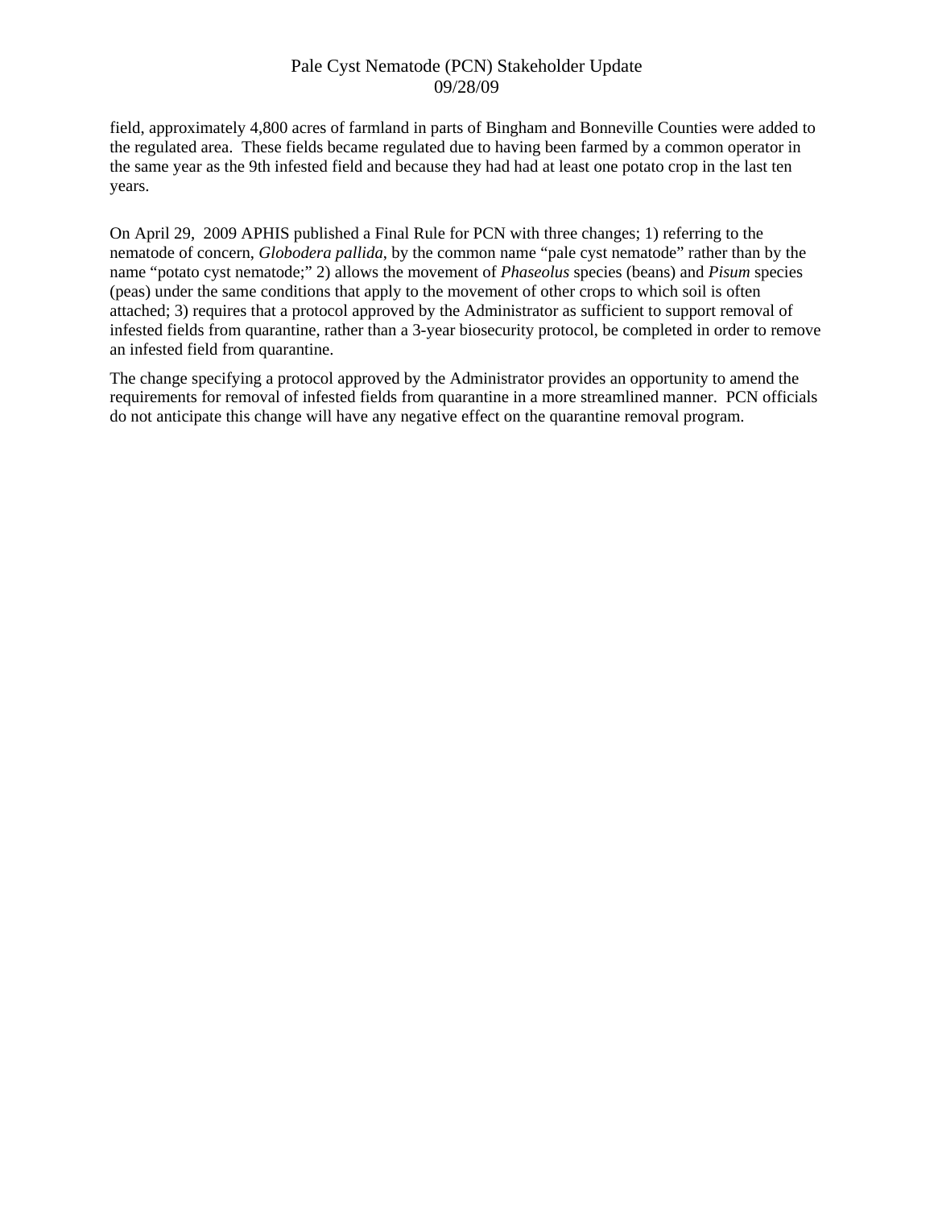field, approximately 4,800 acres of farmland in parts of Bingham and Bonneville Counties were added to the regulated area. These fields became regulated due to having been farmed by a common operator in the same year as the 9th infested field and because they had had at least one potato crop in the last ten years.

On April 29, 2009 APHIS published a Final Rule for PCN with three changes; 1) referring to the nematode of concern, *Globodera pallida*, by the common name "pale cyst nematode" rather than by the name "potato cyst nematode;" 2) allows the movement of *Phaseolus* species (beans) and *Pisum* species (peas) under the same conditions that apply to the movement of other crops to which soil is often attached; 3) requires that a protocol approved by the Administrator as sufficient to support removal of infested fields from quarantine, rather than a 3-year biosecurity protocol, be completed in order to remove an infested field from quarantine.

The change specifying a protocol approved by the Administrator provides an opportunity to amend the requirements for removal of infested fields from quarantine in a more streamlined manner. PCN officials do not anticipate this change will have any negative effect on the quarantine removal program.